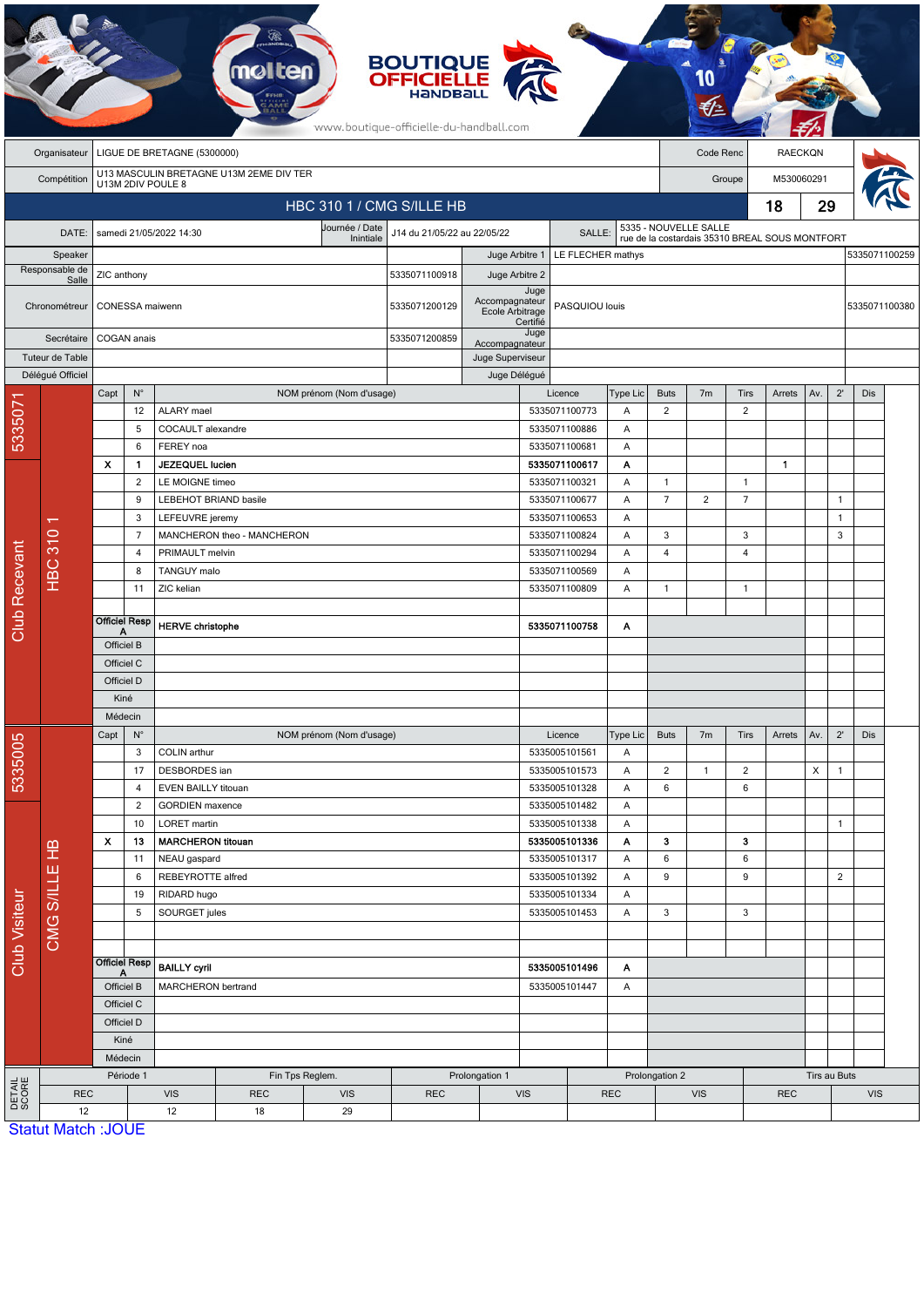| Organisateur | LIGUE DE BRETAGNE (5300000) | Code Renc | RAECKQN |
|---|---|---|---|
| Compétition | U13 MASCULIN BRETAGNE U13M 2EME DIV TER U13M 2DIV POULE 8 | Groupe | M530060291 |

## HBC 310 1 / CMG S/ILLE HB — 18 / 29

| DATE: | samedi 21/05/2022 14:30 | Journée / Date Initiale | J14 du 21/05/22 au 22/05/22 | SALLE: | 5335 - NOUVELLE SALLE rue de la costardais 35310 BREAL SOUS MONTFORT |
|---|---|---|---|---|---|

| Rôle | Nom | Licence | Rôle | Nom | Licence |
|---|---|---|---|---|---|
| Speaker | | | Juge Arbitre 1 | LE FLECHER mathys | 5335071100259 |
| Responsable de Salle | ZIC anthony | 5335071100918 | Juge Arbitre 2 | | |
| Chronométreur | CONESSA maiwenn | 5335071200129 | Juge Accompagnateur Ecole Arbitrage Certifié | PASQUIOU louis | 5335071100380 |
| Secrétaire | COGAN anais | 5335071200859 | Juge Accompagnateur | | |
| Tuteur de Table | | | Juge Superviseur | | |
| Délégué Officiel | | | Juge Délégué | | |

### Club Recevant — 5335071 — HBC 310 1

| Capt | N° | NOM prénom (Nom d'usage) | Licence | Type Lic | Buts | 7m | Tirs | Arrets | Av. | 2' | Dis |
|---|---|---|---|---|---|---|---|---|---|---|---|
| | 12 | ALARY mael | 5335071100773 | A | 2 | | 2 | | | | |
| | 5 | COCAULT alexandre | 5335071100886 | A | | | | | | | |
| | 6 | FEREY noa | 5335071100681 | A | | | | | | | |
| X | 1 | **JEZEQUEL lucien** | **5335071100617** | **A** | | | | 1 | | | |
| | 2 | LE MOIGNE timeo | 5335071100321 | A | 1 | | 1 | | | | |
| | 9 | LEBEHOT BRIAND basile | 5335071100677 | A | 7 | 2 | 7 | | | 1 | |
| | 3 | LEFEUVRE jeremy | 5335071100653 | A | | | | | | 1 | |
| | 7 | MANCHERON theo - MANCHERON | 5335071100824 | A | 3 | | 3 | | | 3 | |
| | 4 | PRIMAULT melvin | 5335071100294 | A | 4 | | 4 | | | | |
| | 8 | TANGUY malo | 5335071100569 | A | | | | | | | |
| | 11 | ZIC kelian | 5335071100809 | A | 1 | | 1 | | | | |
| Officiel Resp A | | **HERVE christophe** | **5335071100758** | **A** | | | | | | | |
| Officiel B | | | | | | | | | | | |
| Officiel C | | | | | | | | | | | |
| Officiel D | | | | | | | | | | | |
| Kiné | | | | | | | | | | | |
| Médecin | | | | | | | | | | | |

### Club Visiteur — 5335005 — CMG S/ILLE HB

| Capt | N° | NOM prénom (Nom d'usage) | Licence | Type Lic | Buts | 7m | Tirs | Arrets | Av. | 2' | Dis |
|---|---|---|---|---|---|---|---|---|---|---|---|
| | 3 | COLIN arthur | 5335005101561 | A | | | | | | | |
| | 17 | DESBORDES ian | 5335005101573 | A | 2 | 1 | 2 | | X | 1 | |
| | 4 | EVEN BAILLY titouan | 5335005101328 | A | 6 | | 6 | | | | |
| | 2 | GORDIEN maxence | 5335005101482 | A | | | | | | | |
| | 10 | LORET martin | 5335005101338 | A | | | | | | 1 | |
| X | 13 | **MARCHERON titouan** | **5335005101336** | **A** | **3** | | **3** | | | | |
| | 11 | NEAU gaspard | 5335005101317 | A | 6 | | 6 | | | | |
| | 6 | REBEYROTTE alfred | 5335005101392 | A | 9 | | 9 | | | 2 | |
| | 19 | RIDARD hugo | 5335005101334 | A | | | | | | | |
| | 5 | SOURGET jules | 5335005101453 | A | 3 | | 3 | | | | |
| Officiel Resp A | | **BAILLY cyril** | **5335005101496** | **A** | | | | | | | |
| Officiel B | | MARCHERON bertrand | 5335005101447 | A | | | | | | | |
| Officiel C | | | | | | | | | | | |
| Officiel D | | | | | | | | | | | |
| Kiné | | | | | | | | | | | |
| Médecin | | | | | | | | | | | |

### DETAIL SCORE

| Période 1 | | Fin Tps Reglem. | | Prolongation 1 | | Prolongation 2 | | Tirs au Buts | |
|---|---|---|---|---|---|---|---|---|---|
| REC | VIS | REC | VIS | REC | VIS | REC | VIS | REC | VIS |
| 12 | 12 | 18 | 29 | | | | | | |

Statut Match :JOUE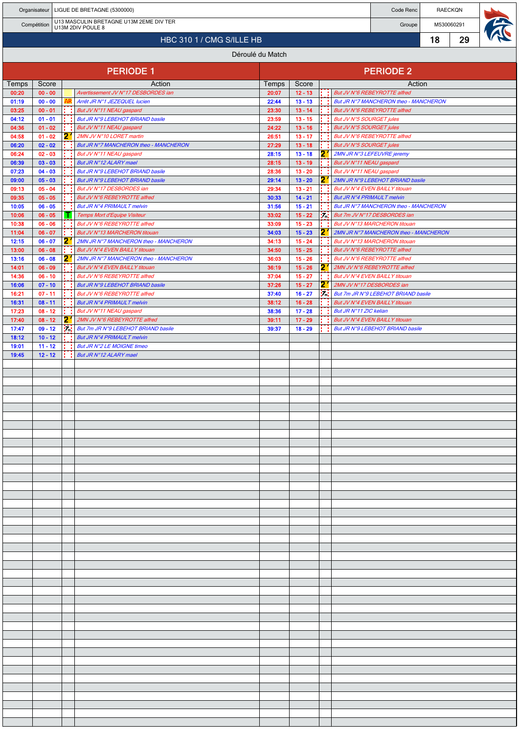| Organisateur | LIGUE DE BRETAGNE (5300000) | Code Renc | RAECKQN |
|---|---|---|---|
| Compétition | U13 MASCULIN BRETAGNE U13M 2EME DIV TER U13M 2DIV POULE 8 | Groupe | M530060291 |

| HBC 310 1 / CMG S/ILLE HB | 18 | 29 |
|---|---|---|

## Déroulé du Match

| PERIODE 1 | | | | PERIODE 2 | | | |
|---|---|---|---|---|---|---|---|
| Temps | Score | | Action | Temps | Score | | Action |
| 00:20 | 00 - 00 | | Avertissement JV N°17 DESBORDES ian | 20:07 | 12 - 13 | | But JV N°6 REBEYROTTE alfred |
| 01:19 | 00 - 00 | AR | Arrêt JR N°1 JEZEQUEL lucien | 22:44 | 13 - 13 | | But JR N°7 MANCHERON theo - MANCHERON |
| 03:25 | 00 - 01 | | But JV N°11 NEAU gaspard | 23:30 | 13 - 14 | | But JV N°6 REBEYROTTE alfred |
| 04:12 | 01 - 01 | | But JR N°9 LEBEHOT BRIAND basile | 23:59 | 13 - 15 | | But JV N°5 SOURGET jules |
| 04:36 | 01 - 02 | | But JV N°11 NEAU gaspard | 24:22 | 13 - 16 | | But JV N°5 SOURGET jules |
| 04:58 | 01 - 02 | 2' | 2MN JV N°10 LORET martin | 26:51 | 13 - 17 | | But JV N°6 REBEYROTTE alfred |
| 06:20 | 02 - 02 | | But JR N°7 MANCHERON theo - MANCHERON | 27:29 | 13 - 18 | | But JV N°5 SOURGET jules |
| 06:24 | 02 - 03 | | But JV N°11 NEAU gaspard | 28:15 | 13 - 18 | 2' | 2MN JR N°3 LEFEUVRE jeremy |
| 06:39 | 03 - 03 | | But JR N°12 ALARY mael | 28:15 | 13 - 19 | | But JV N°11 NEAU gaspard |
| 07:23 | 04 - 03 | | But JR N°9 LEBEHOT BRIAND basile | 28:36 | 13 - 20 | | But JV N°11 NEAU gaspard |
| 09:00 | 05 - 03 | | But JR N°9 LEBEHOT BRIAND basile | 29:14 | 13 - 20 | 2' | 2MN JR N°9 LEBEHOT BRIAND basile |
| 09:13 | 05 - 04 | | But JV N°17 DESBORDES ian | 29:34 | 13 - 21 | | But JV N°4 EVEN BAILLY titouan |
| 09:35 | 05 - 05 | | But JV N°6 REBEYROTTE alfred | 30:33 | 14 - 21 | | But JR N°4 PRIMAULT melvin |
| 10:05 | 06 - 05 | | But JR N°4 PRIMAULT melvin | 31:56 | 15 - 21 | | But JR N°7 MANCHERON theo - MANCHERON |
| 10:06 | 06 - 05 | T | Temps Mort d'Equipe Visiteur | 33:02 | 15 - 22 | 7m | But 7m JV N°17 DESBORDES ian |
| 10:38 | 06 - 06 | | But JV N°6 REBEYROTTE alfred | 33:09 | 15 - 23 | | But JV N°13 MARCHERON titouan |
| 11:04 | 06 - 07 | | But JV N°13 MARCHERON titouan | 34:03 | 15 - 23 | 2' | 2MN JR N°7 MANCHERON theo - MANCHERON |
| 12:15 | 06 - 07 | 2' | 2MN JR N°7 MANCHERON theo - MANCHERON | 34:13 | 15 - 24 | | But JV N°13 MARCHERON titouan |
| 13:00 | 06 - 08 | | But JV N°4 EVEN BAILLY titouan | 34:50 | 15 - 25 | | But JV N°6 REBEYROTTE alfred |
| 13:16 | 06 - 08 | 2' | 2MN JR N°7 MANCHERON theo - MANCHERON | 36:03 | 15 - 26 | | But JV N°6 REBEYROTTE alfred |
| 14:01 | 06 - 09 | | But JV N°4 EVEN BAILLY titouan | 36:19 | 15 - 26 | 2' | 2MN JV N°6 REBEYROTTE alfred |
| 14:36 | 06 - 10 | | But JV N°6 REBEYROTTE alfred | 37:04 | 15 - 27 | | But JV N°4 EVEN BAILLY titouan |
| 16:06 | 07 - 10 | | But JR N°9 LEBEHOT BRIAND basile | 37:26 | 15 - 27 | 2' | 2MN JV N°17 DESBORDES ian |
| 16:21 | 07 - 11 | | But JV N°6 REBEYROTTE alfred | 37:40 | 16 - 27 | 7m | But 7m JR N°9 LEBEHOT BRIAND basile |
| 16:31 | 08 - 11 | | But JR N°4 PRIMAULT melvin | 38:12 | 16 - 28 | | But JV N°4 EVEN BAILLY titouan |
| 17:23 | 08 - 12 | | But JV N°11 NEAU gaspard | 38:36 | 17 - 28 | | But JR N°11 ZIC kelian |
| 17:40 | 08 - 12 | 2' | 2MN JV N°6 REBEYROTTE alfred | 39:11 | 17 - 29 | | But JV N°4 EVEN BAILLY titouan |
| 17:47 | 09 - 12 | 7m | But 7m JR N°9 LEBEHOT BRIAND basile | 39:37 | 18 - 29 | | But JR N°9 LEBEHOT BRIAND basile |
| 18:12 | 10 - 12 | | But JR N°4 PRIMAULT melvin | | | | |
| 19:01 | 11 - 12 | | But JR N°2 LE MOIGNE timeo | | | | |
| 19:45 | 12 - 12 | | But JR N°12 ALARY mael | | | | |